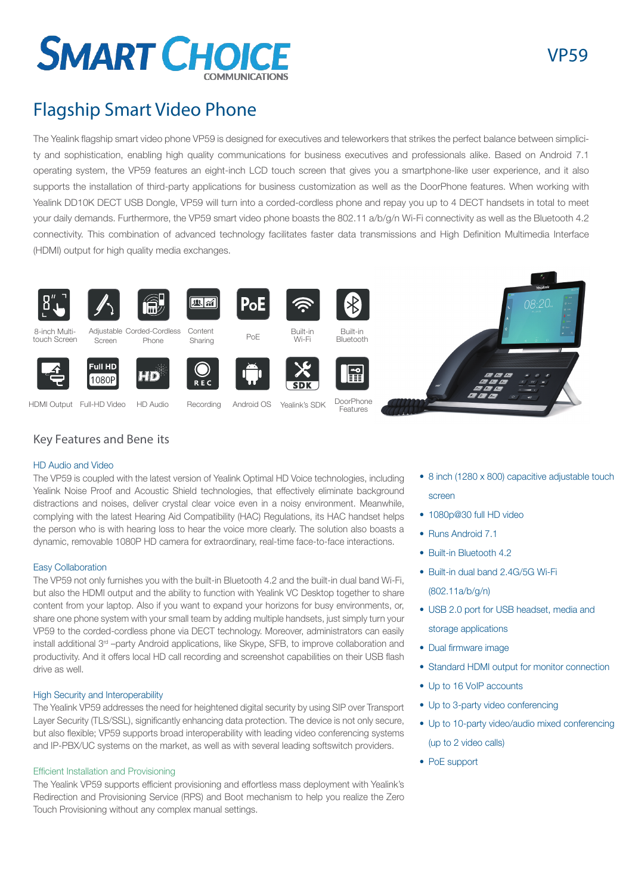# SMART CHOICE COMMUNICATIONS

VP59

## Flagship Smart Video Phone

The Yealink flagship smart video phone VP59 is designed for executives and teleworkers that strikes the perfect balance between simplicity and sophistication, enabling high quality communications for business executives and professionals alike. Based on Android 7.1 operating system, the VP59 features an eight-inch LCD touch screen that gives you a smartphone-like user experience, and it also supports the installation of third-party applications for business customization as well as the DoorPhone features. When working with Yealink DD10K DECT USB Dongle, VP59 will turn into a corded-cordless phone and repay you up to 4 DECT handsets in total to meet your daily demands. Furthermore, the VP59 smart video phone boasts the 802.11 a/b/g/n Wi-Fi connectivity as well as the Bluetooth 4.2 connectivity. This combination of advanced technology facilitates faster data transmissions and High Definition Multimedia Interface (HDMI) output for high quality media exchanges.

8-inch Multi-touch Screen | Adjustable Screen | Corded-Cordless Phone | Content Sharing | PoE | Built-in Wi-Fi | Built-in Bluetooth

HDMI Output | Full-HD Video | HD Audio | Recording | Android OS | Yealink's SDK | DoorPhone Features

## Key Features and Bene its

### HD Audio and Video

The VP59 is coupled with the latest version of Yealink Optimal HD Voice technologies, including Yealink Noise Proof and Acoustic Shield technologies, that effectively eliminate background distractions and noises, deliver crystal clear voice even in a noisy environment. Meanwhile, complying with the latest Hearing Aid Compatibility (HAC) Regulations, its HAC handset helps the person who is with hearing loss to hear the voice more clearly. The solution also boasts a dynamic, removable 1080P HD camera for extraordinary, real-time face-to-face interactions.

### Easy Collaboration

The VP59 not only furnishes you with the built-in Bluetooth 4.2 and the built-in dual band Wi-Fi, but also the HDMI output and the ability to function with Yealink VC Desktop together to share content from your laptop. Also if you want to expand your horizons for busy environments, or, share one phone system with your small team by adding multiple handsets, just simply turn your VP59 to the corded-cordless phone via DECT technology. Moreover, administrators can easily install additional 3rd –party Android applications, like Skype, SFB, to improve collaboration and productivity. And it offers local HD call recording and screenshot capabilities on their USB flash drive as well.

### High Security and Interoperability

The Yealink VP59 addresses the need for heightened digital security by using SIP over Transport Layer Security (TLS/SSL), significantly enhancing data protection. The device is not only secure, but also flexible; VP59 supports broad interoperability with leading video conferencing systems and IP-PBX/UC systems on the market, as well as with several leading softswitch providers.

### Efficient Installation and Provisioning

The Yealink VP59 supports efficient provisioning and effortless mass deployment with Yealink's Redirection and Provisioning Service (RPS) and Boot mechanism to help you realize the Zero Touch Provisioning without any complex manual settings.

- 8 inch (1280 x 800) capacitive adjustable touch screen
- 1080p@30 full HD video
- Runs Android 7.1
- Built-in Bluetooth 4.2
- Built-in dual band 2.4G/5G Wi-Fi (802.11a/b/g/n)
- USB 2.0 port for USB headset, media and storage applications
- Dual firmware image
- Standard HDMI output for monitor connection
- Up to 16 VoIP accounts
- Up to 3-party video conferencing
- Up to 10-party video/audio mixed conferencing (up to 2 video calls)
- PoE support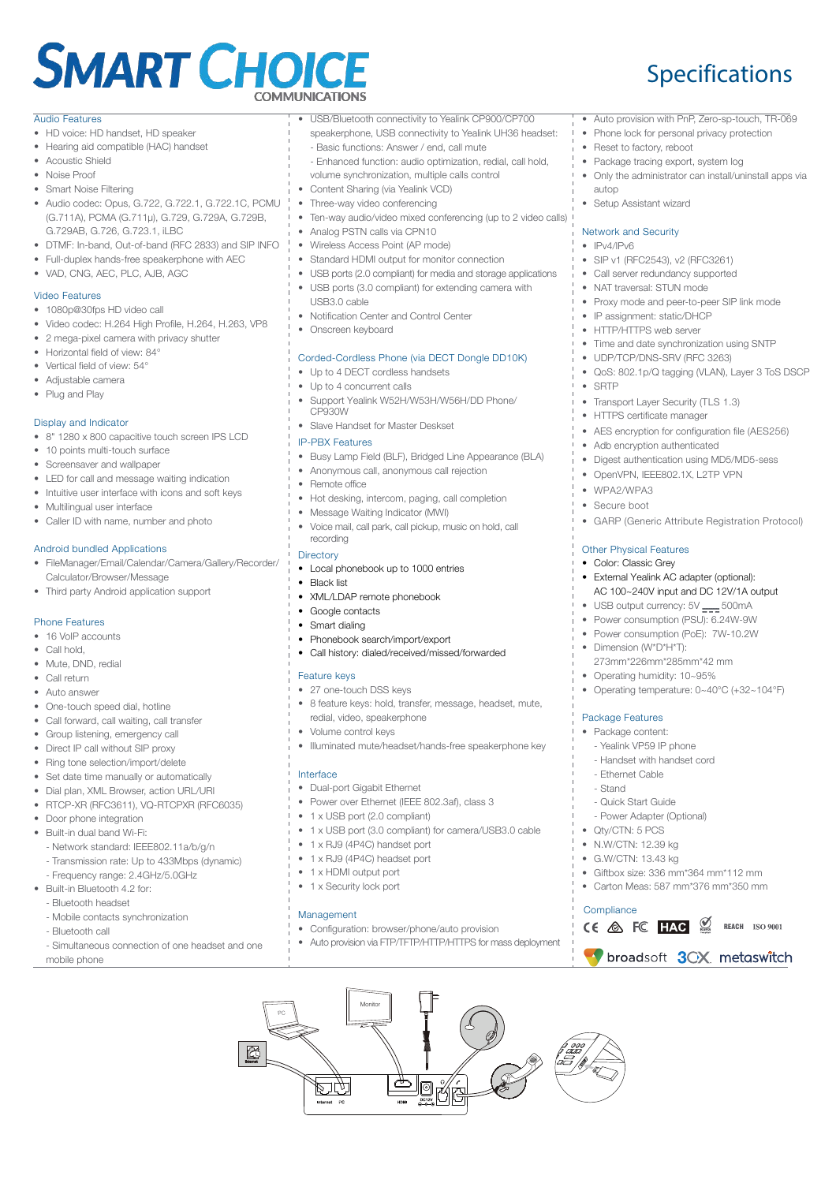# SMART CHOICE COMMUNICATIONS

# Specifications

## Audio Features

- HD voice: HD handset, HD speaker
- Hearing aid compatible (HAC) handset
- Acoustic Shield
- Noise Proof
- Smart Noise Filtering
- Audio codec: Opus, G.722, G.722.1, G.722.1C, PCMU (G.711A), PCMA (G.711μ), G.729, G.729A, G.729B, G.729AB, G.726, G.723.1, iLBC
- DTMF: In-band, Out-of-band (RFC 2833) and SIP INFO
- Full-duplex hands-free speakerphone with AEC
- VAD, CNG, AEC, PLC, AJB, AGC

## Video Features

- 1080p@30fps HD video call
- Video codec: H.264 High Profile, H.264, H.263, VP8
- 2 mega-pixel camera with privacy shutter
- Horizontal field of view: 84°
- Vertical field of view: 54°
- Adjustable camera
- Plug and Play

## Display and Indicator

- 8" 1280 x 800 capacitive touch screen IPS LCD
- 10 points multi-touch surface
- Screensaver and wallpaper
- LED for call and message waiting indication
- Intuitive user interface with icons and soft keys
- Multilingual user interface
- Caller ID with name, number and photo

## Android bundled Applications

- FileManager/Email/Calendar/Camera/Gallery/Recorder/ Calculator/Browser/Message
- Third party Android application support

## Phone Features

- 16 VoIP accounts
- Call hold,
- Mute, DND, redial
- Call return
- Auto answer
- One-touch speed dial, hotline
- Call forward, call waiting, call transfer
- Group listening, emergency call
- Direct IP call without SIP proxy
- Ring tone selection/import/delete
- Set date time manually or automatically
- Dial plan, XML Browser, action URL/URI
- RTCP-XR (RFC3611), VQ-RTCPXR (RFC6035)
- Door phone integration
- Built-in dual band Wi-Fi:
  - Network standard: IEEE802.11a/b/g/n
  - Transmission rate: Up to 433Mbps (dynamic)
  - Frequency range: 2.4GHz/5.0GHz
- Built-in Bluetooth 4.2 for:
  - Bluetooth headset
  - Mobile contacts synchronization
  - Bluetooth call
  - Simultaneous connection of one headset and one mobile phone
- USB/Bluetooth connectivity to Yealink CP900/CP700 speakerphone, USB connectivity to Yealink UH36 headset:
  - Basic functions: Answer / end, call mute
  - Enhanced function: audio optimization, redial, call hold, volume synchronization, multiple calls control
- Content Sharing (via Yealink VCD)
- Three-way video conferencing
- Ten-way audio/video mixed conferencing (up to 2 video calls)
- Analog PSTN calls via CPN10
- Wireless Access Point (AP mode)
- Standard HDMI output for monitor connection
- USB ports (2.0 compliant) for media and storage applications
- USB ports (3.0 compliant) for extending camera with USB3.0 cable
- Notification Center and Control Center
- Onscreen keyboard

## Corded-Cordless Phone (via DECT Dongle DD10K)

- Up to 4 DECT cordless handsets
- Up to 4 concurrent calls
- Support Yealink W52H/W53H/W56H/DD Phone/ CP930W
- Slave Handset for Master Deskset

## IP-PBX Features

- Busy Lamp Field (BLF), Bridged Line Appearance (BLA)
- Anonymous call, anonymous call rejection
- Remote office
- Hot desking, intercom, paging, call completion
- Message Waiting Indicator (MWI)
- Voice mail, call park, call pickup, music on hold, call recording

## Directory

- Local phonebook up to 1000 entries
- Black list
- XML/LDAP remote phonebook
- Google contacts
- Smart dialing
- Phonebook search/import/export
- Call history: dialed/received/missed/forwarded

## Feature keys

- 27 one-touch DSS keys
- 8 feature keys: hold, transfer, message, headset, mute, redial, video, speakerphone
- Volume control keys
- Illuminated mute/headset/hands-free speakerphone key

## Interface

- Dual-port Gigabit Ethernet
- Power over Ethernet (IEEE 802.3af), class 3
- 1 x USB port (2.0 compliant)
- 1 x USB port (3.0 compliant) for camera/USB3.0 cable
- 1 x RJ9 (4P4C) handset port
- 1 x RJ9 (4P4C) headset port
- 1 x HDMI output port
- 1 x Security lock port

## Management

- Configuration: browser/phone/auto provision
- Auto provision via FTP/TFTP/HTTP/HTTPS for mass deployment
- Auto provision with PnP, Zero-sp-touch, TR-069
- Phone lock for personal privacy protection
- Reset to factory, reboot
- Package tracing export, system log
- Only the administrator can install/uninstall apps via autop
- Setup Assistant wizard

## Network and Security

- IPv4/IPv6
- SIP v1 (RFC2543), v2 (RFC3261)
- Call server redundancy supported
- NAT traversal: STUN mode
- Proxy mode and peer-to-peer SIP link mode
- IP assignment: static/DHCP
- HTTP/HTTPS web server
- Time and date synchronization using SNTP
- UDP/TCP/DNS-SRV (RFC 3263)
- QoS: 802.1p/Q tagging (VLAN), Layer 3 ToS DSCP
- SRTP
- Transport Layer Security (TLS 1.3)
- HTTPS certificate manager
- AES encryption for configuration file (AES256)
- Adb encryption authenticated
- Digest authentication using MD5/MD5-sess
- OpenVPN, IEEE802.1X, L2TP VPN
- WPA2/WPA3
- Secure boot
- GARP (Generic Attribute Registration Protocol)

## Other Physical Features

- Color: Classic Grey
- External Yealink AC adapter (optional): AC 100~240V input and DC 12V/1A output
- USB output currency: 5V ⎓ 500mA
- Power consumption (PSU): 6.24W-9W
- Power consumption (PoE): 7W-10.2W
- Dimension (W\*D\*H\*T): 273mm\*226mm\*285mm\*42 mm
- Operating humidity: 10~95%
- Operating temperature: 0~40°C (+32~104°F)

## Package Features

- Package content:
  - Yealink VP59 IP phone
  - Handset with handset cord
  - Ethernet Cable
  - Stand
  - Quick Start Guide
  - Power Adapter (Optional)
- Qty/CTN: 5 PCS
- N.W/CTN: 12.39 kg
- G.W/CTN: 13.43 kg
- Giftbox size: 336 mm\*364 mm\*112 mm
- Carton Meas: 587 mm\*376 mm\*350 mm

## Compliance

CE FC HAC REACH ISO 9001

broadsoft 3CX metaswitch

PC Monitor Internet PC HDMI DC12V